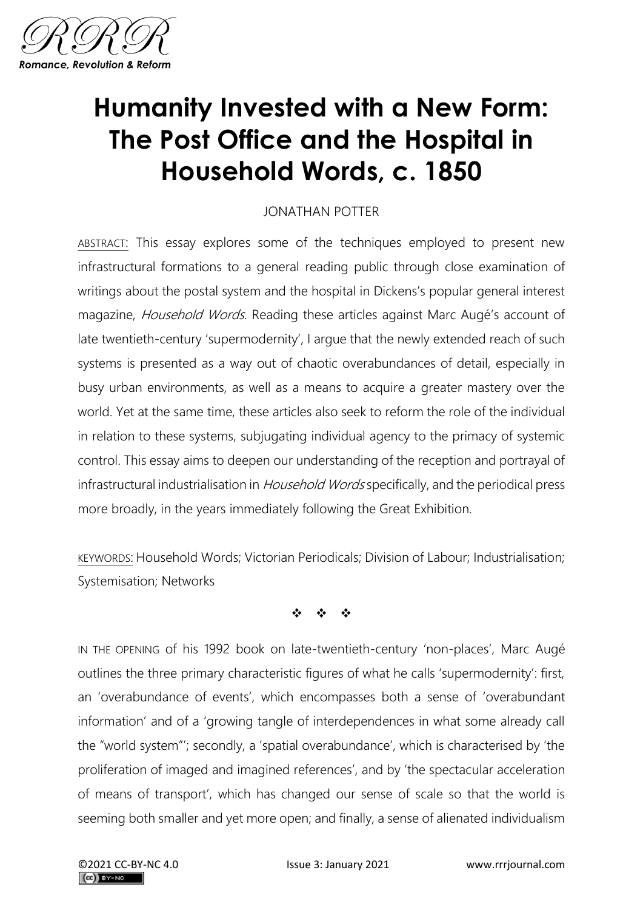# Humanity Invested with a New Form: The Post Office and the Hospital in Household Words, c. 1850

JONATHAN POTTER

ABSTRACT: This essay explores some of the techniques employed to present new infrastructural formations to a general reading public through close examination of writings about the postal system and the hospital in Dickens's popular general interest magazine, *Household Words*. Reading these articles against Marc Augé's account of late twentieth-century 'supermodernity', I argue that the newly extended reach of such systems is presented as a way out of chaotic overabundances of detail, especially in busy urban environments, as well as a means to acquire a greater mastery over the world. Yet at the same time, these articles also seek to reform the role of the individual in relation to these systems, subjugating individual agency to the primacy of systemic control. This essay aims to deepen our understanding of the reception and portrayal of infrastructural industrialisation in *Household Words* specifically, and the periodical press more broadly, in the years immediately following the Great Exhibition.

KEYWORDS: Household Words; Victorian Periodicals; Division of Labour; Industrialisation; Systemisation; Networks

❖ ❖ ❖

IN THE OPENING of his 1992 book on late-twentieth-century 'non-places', Marc Augé outlines the three primary characteristic figures of what he calls 'supermodernity': first, an 'overabundance of events', which encompasses both a sense of 'overabundant information' and of a 'growing tangle of interdependences in what some already call the "world system"'; secondly, a 'spatial overabundance', which is characterised by 'the proliferation of imaged and imagined references', and by 'the spectacular acceleration of means of transport', which has changed our sense of scale so that the world is seeming both smaller and yet more open; and finally, a sense of alienated individualism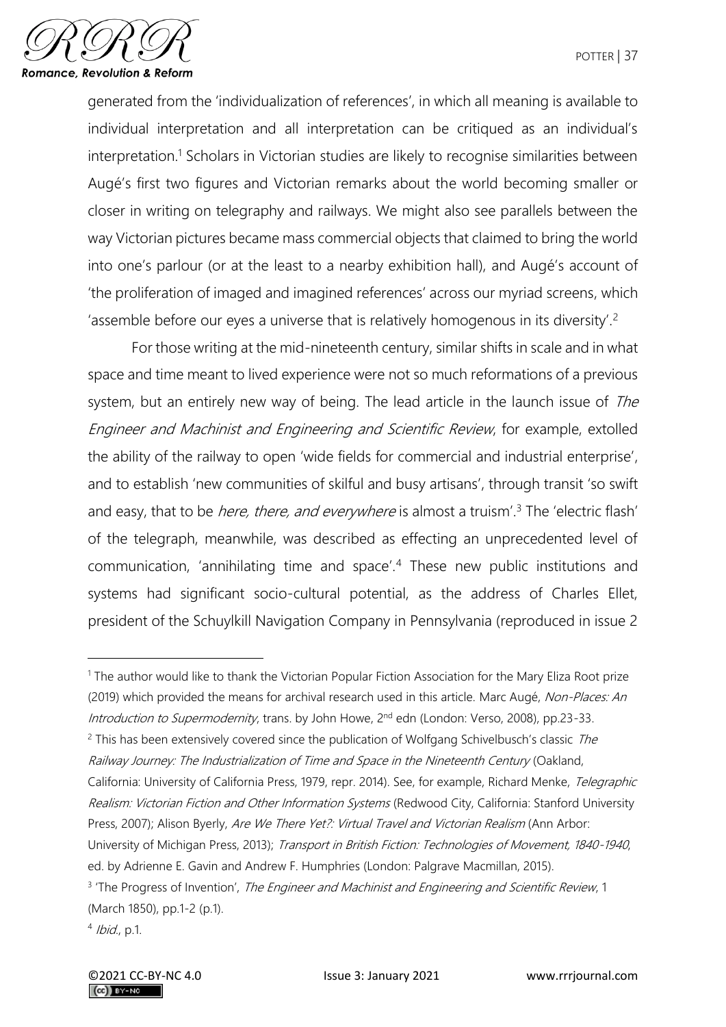generated from the 'individualization of references', in which all meaning is available to individual interpretation and all interpretation can be critiqued as an individual's interpretation.[1] Scholars in Victorian studies are likely to recognise similarities between Augé's first two figures and Victorian remarks about the world becoming smaller or closer in writing on telegraphy and railways. We might also see parallels between the way Victorian pictures became mass commercial objects that claimed to bring the world into one's parlour (or at the least to a nearby exhibition hall), and Augé's account of 'the proliferation of imaged and imagined references' across our myriad screens, which 'assemble before our eyes a universe that is relatively homogenous in its diversity'.[2]

For those writing at the mid-nineteenth century, similar shifts in scale and in what space and time meant to lived experience were not so much reformations of a previous system, but an entirely new way of being. The lead article in the launch issue of *The Engineer and Machinist and Engineering and Scientific Review*, for example, extolled the ability of the railway to open 'wide fields for commercial and industrial enterprise', and to establish 'new communities of skilful and busy artisans', through transit 'so swift and easy, that to be *here, there, and everywhere* is almost a truism'.[3] The 'electric flash' of the telegraph, meanwhile, was described as effecting an unprecedented level of communication, 'annihilating time and space'.[4] These new public institutions and systems had significant socio-cultural potential, as the address of Charles Ellet, president of the Schuylkill Navigation Company in Pennsylvania (reproduced in issue 2

---

[1] The author would like to thank the Victorian Popular Fiction Association for the Mary Eliza Root prize (2019) which provided the means for archival research used in this article. Marc Augé, *Non-Places: An Introduction to Supermodernity*, trans. by John Howe, 2nd edn (London: Verso, 2008), pp.23-33.

[2] This has been extensively covered since the publication of Wolfgang Schivelbusch's classic *The Railway Journey: The Industrialization of Time and Space in the Nineteenth Century* (Oakland, California: University of California Press, 1979, repr. 2014). See, for example, Richard Menke, *Telegraphic Realism: Victorian Fiction and Other Information Systems* (Redwood City, California: Stanford University Press, 2007); Alison Byerly, *Are We There Yet?: Virtual Travel and Victorian Realism* (Ann Arbor: University of Michigan Press, 2013); *Transport in British Fiction: Technologies of Movement, 1840-1940*, ed. by Adrienne E. Gavin and Andrew F. Humphries (London: Palgrave Macmillan, 2015).

[3] 'The Progress of Invention', *The Engineer and Machinist and Engineering and Scientific Review*, 1 (March 1850), pp.1-2 (p.1).

[4] *Ibid.*, p.1.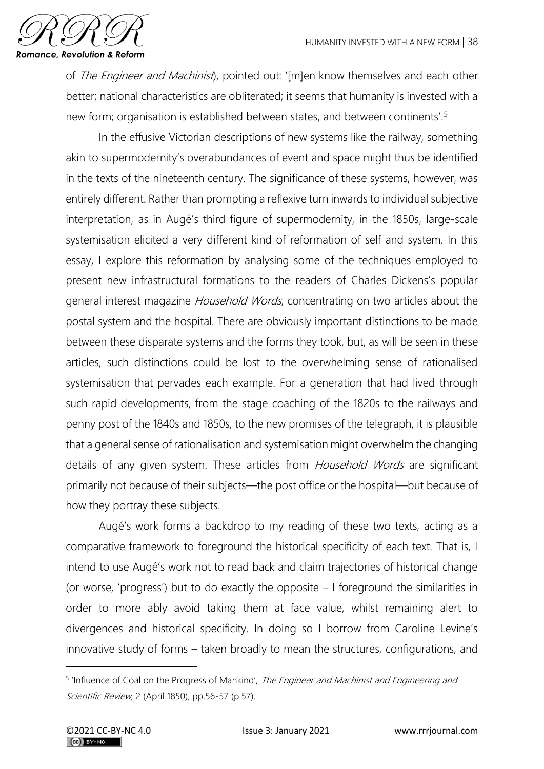of *The Engineer and Machinist*), pointed out: '[m]en know themselves and each other better; national characteristics are obliterated; it seems that humanity is invested with a new form; organisation is established between states, and between continents'.[5]

In the effusive Victorian descriptions of new systems like the railway, something akin to supermodernity's overabundances of event and space might thus be identified in the texts of the nineteenth century. The significance of these systems, however, was entirely different. Rather than prompting a reflexive turn inwards to individual subjective interpretation, as in Augé's third figure of supermodernity, in the 1850s, large-scale systemisation elicited a very different kind of reformation of self and system. In this essay, I explore this reformation by analysing some of the techniques employed to present new infrastructural formations to the readers of Charles Dickens's popular general interest magazine *Household Words*, concentrating on two articles about the postal system and the hospital. There are obviously important distinctions to be made between these disparate systems and the forms they took, but, as will be seen in these articles, such distinctions could be lost to the overwhelming sense of rationalised systemisation that pervades each example. For a generation that had lived through such rapid developments, from the stage coaching of the 1820s to the railways and penny post of the 1840s and 1850s, to the new promises of the telegraph, it is plausible that a general sense of rationalisation and systemisation might overwhelm the changing details of any given system. These articles from *Household Words* are significant primarily not because of their subjects—the post office or the hospital—but because of how they portray these subjects.

Augé's work forms a backdrop to my reading of these two texts, acting as a comparative framework to foreground the historical specificity of each text. That is, I intend to use Augé's work not to read back and claim trajectories of historical change (or worse, 'progress') but to do exactly the opposite – I foreground the similarities in order to more ably avoid taking them at face value, whilst remaining alert to divergences and historical specificity. In doing so I borrow from Caroline Levine's innovative study of forms – taken broadly to mean the structures, configurations, and

---

[5] 'Influence of Coal on the Progress of Mankind', *The Engineer and Machinist and Engineering and Scientific Review*, 2 (April 1850), pp.56-57 (p.57).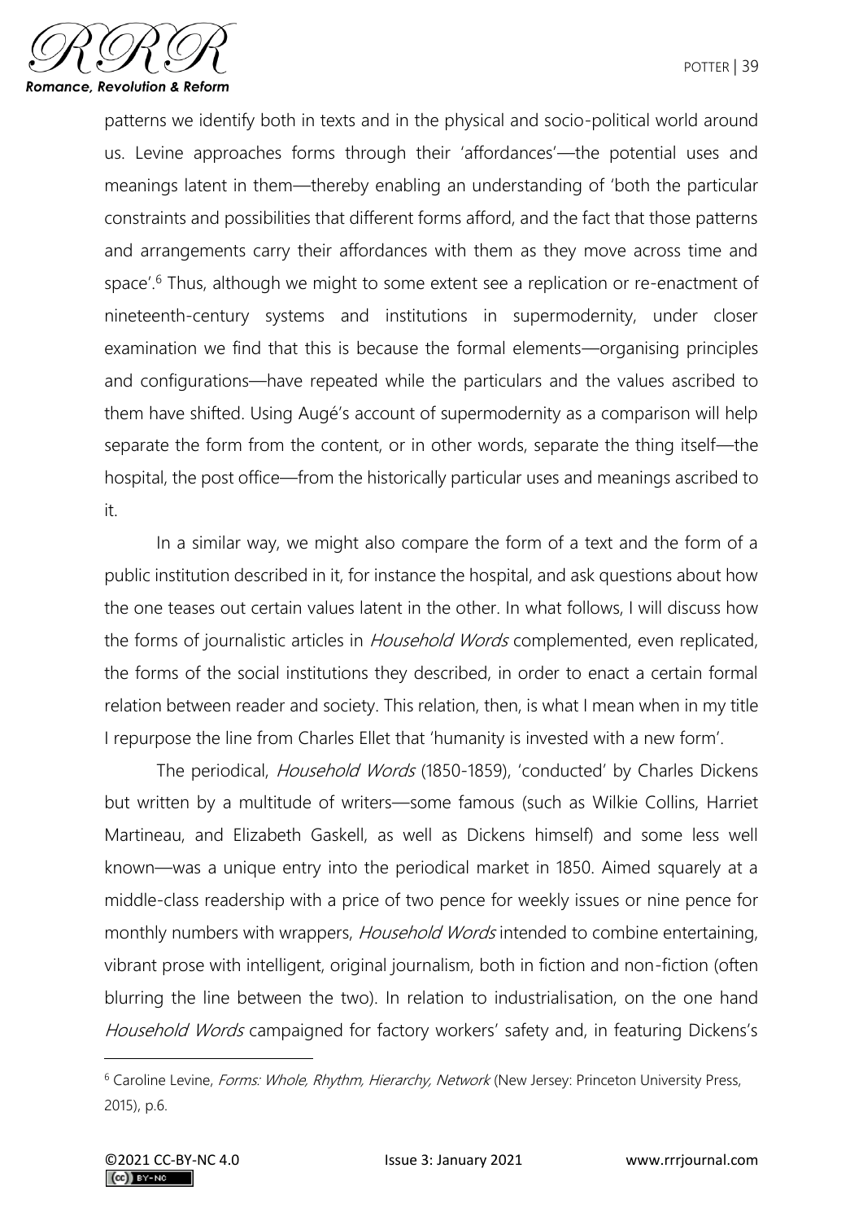patterns we identify both in texts and in the physical and socio-political world around us. Levine approaches forms through their 'affordances'—the potential uses and meanings latent in them—thereby enabling an understanding of 'both the particular constraints and possibilities that different forms afford, and the fact that those patterns and arrangements carry their affordances with them as they move across time and space'.[6] Thus, although we might to some extent see a replication or re-enactment of nineteenth-century systems and institutions in supermodernity, under closer examination we find that this is because the formal elements—organising principles and configurations—have repeated while the particulars and the values ascribed to them have shifted. Using Augé's account of supermodernity as a comparison will help separate the form from the content, or in other words, separate the thing itself—the hospital, the post office—from the historically particular uses and meanings ascribed to it.

In a similar way, we might also compare the form of a text and the form of a public institution described in it, for instance the hospital, and ask questions about how the one teases out certain values latent in the other. In what follows, I will discuss how the forms of journalistic articles in *Household Words* complemented, even replicated, the forms of the social institutions they described, in order to enact a certain formal relation between reader and society. This relation, then, is what I mean when in my title I repurpose the line from Charles Ellet that 'humanity is invested with a new form'.

The periodical, *Household Words* (1850-1859), 'conducted' by Charles Dickens but written by a multitude of writers—some famous (such as Wilkie Collins, Harriet Martineau, and Elizabeth Gaskell, as well as Dickens himself) and some less well known—was a unique entry into the periodical market in 1850. Aimed squarely at a middle-class readership with a price of two pence for weekly issues or nine pence for monthly numbers with wrappers, *Household Words* intended to combine entertaining, vibrant prose with intelligent, original journalism, both in fiction and non-fiction (often blurring the line between the two). In relation to industrialisation, on the one hand *Household Words* campaigned for factory workers' safety and, in featuring Dickens's

---

[6] Caroline Levine, *Forms: Whole, Rhythm, Hierarchy, Network* (New Jersey: Princeton University Press, 2015), p.6.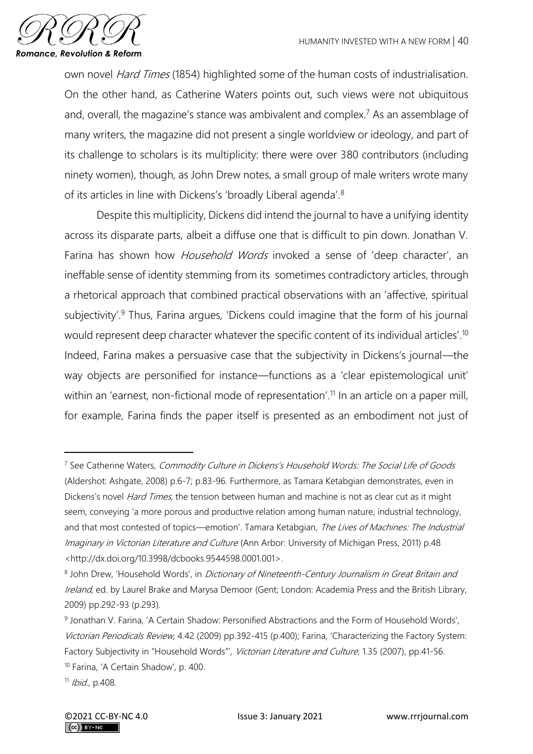own novel *Hard Times* (1854) highlighted some of the human costs of industrialisation. On the other hand, as Catherine Waters points out, such views were not ubiquitous and, overall, the magazine's stance was ambivalent and complex.[7] As an assemblage of many writers, the magazine did not present a single worldview or ideology, and part of its challenge to scholars is its multiplicity: there were over 380 contributors (including ninety women), though, as John Drew notes, a small group of male writers wrote many of its articles in line with Dickens's 'broadly Liberal agenda'.[8]

Despite this multiplicity, Dickens did intend the journal to have a unifying identity across its disparate parts, albeit a diffuse one that is difficult to pin down. Jonathan V. Farina has shown how *Household Words* invoked a sense of 'deep character', an ineffable sense of identity stemming from its sometimes contradictory articles, through a rhetorical approach that combined practical observations with an 'affective, spiritual subjectivity'.[9] Thus, Farina argues, 'Dickens could imagine that the form of his journal would represent deep character whatever the specific content of its individual articles'.[10] Indeed, Farina makes a persuasive case that the subjectivity in Dickens's journal—the way objects are personified for instance—functions as a 'clear epistemological unit' within an 'earnest, non-fictional mode of representation'.[11] In an article on a paper mill, for example, Farina finds the paper itself is presented as an embodiment not just of

---

[7] See Catherine Waters, *Commodity Culture in Dickens's Household Words: The Social Life of Goods* (Aldershot: Ashgate, 2008) p.6-7; p.83-96. Furthermore, as Tamara Ketabgian demonstrates, even in Dickens's novel *Hard Times*, the tension between human and machine is not as clear cut as it might seem, conveying 'a more porous and productive relation among human nature, industrial technology, and that most contested of topics—emotion'. Tamara Ketabgian, *The Lives of Machines: The Industrial Imaginary in Victorian Literature and Culture* (Ann Arbor: University of Michigan Press, 2011) p.48 <http://dx.doi.org/10.3998/dcbooks.9544598.0001.001>.

[8] John Drew, 'Household Words', in *Dictionary of Nineteenth-Century Journalism in Great Britain and Ireland*, ed. by Laurel Brake and Marysa Demoor (Gent; London: Academia Press and the British Library, 2009) pp.292-93 (p.293).

[9] Jonathan V. Farina, 'A Certain Shadow: Personified Abstractions and the Form of Household Words', *Victorian Periodicals Review*, 4.42 (2009) pp.392-415 (p.400); Farina, 'Characterizing the Factory System: Factory Subjectivity in "Household Words"', *Victorian Literature and Culture*, 1.35 (2007), pp.41-56.

[10] Farina, 'A Certain Shadow', p. 400.

[11] *Ibid.*, p.408.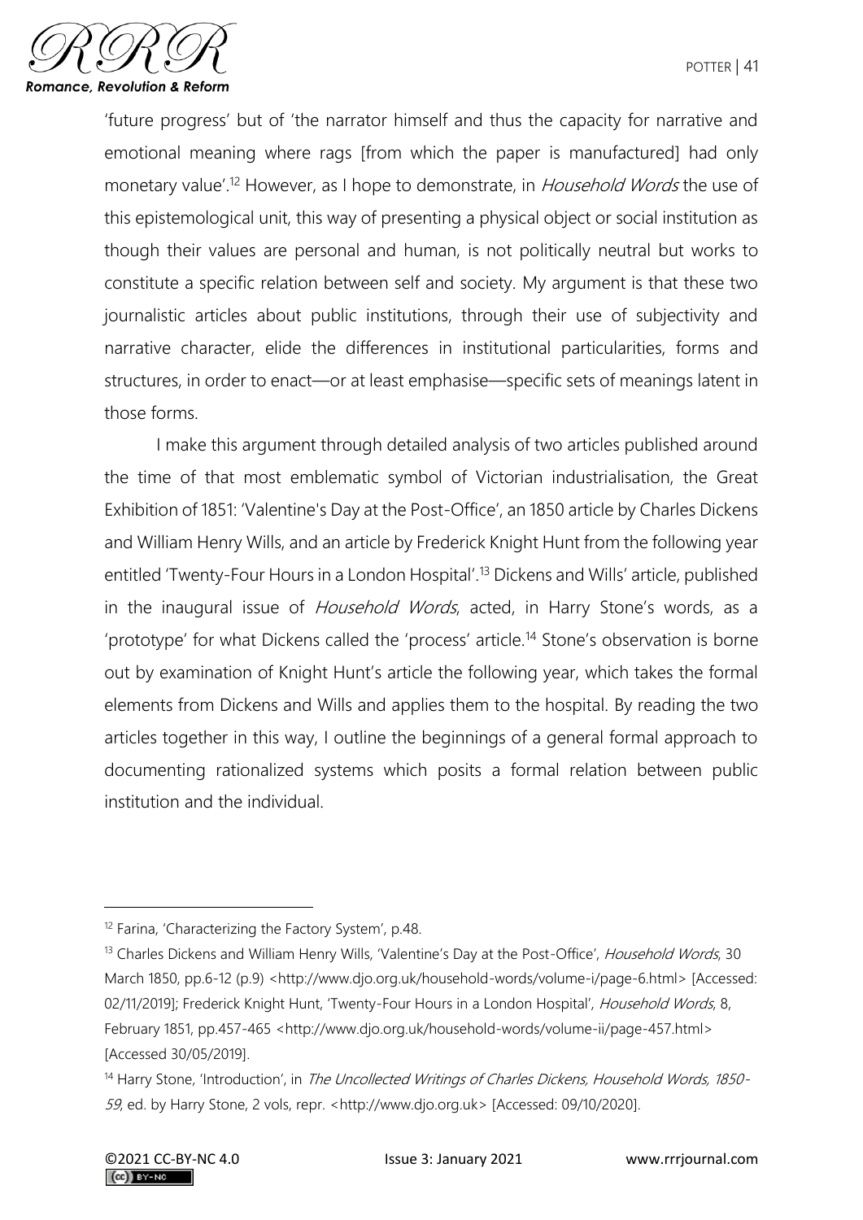'future progress' but of 'the narrator himself and thus the capacity for narrative and emotional meaning where rags [from which the paper is manufactured] had only monetary value'.[12] However, as I hope to demonstrate, in *Household Words* the use of this epistemological unit, this way of presenting a physical object or social institution as though their values are personal and human, is not politically neutral but works to constitute a specific relation between self and society. My argument is that these two journalistic articles about public institutions, through their use of subjectivity and narrative character, elide the differences in institutional particularities, forms and structures, in order to enact—or at least emphasise—specific sets of meanings latent in those forms.

I make this argument through detailed analysis of two articles published around the time of that most emblematic symbol of Victorian industrialisation, the Great Exhibition of 1851: 'Valentine's Day at the Post-Office', an 1850 article by Charles Dickens and William Henry Wills, and an article by Frederick Knight Hunt from the following year entitled 'Twenty-Four Hours in a London Hospital'.[13] Dickens and Wills' article, published in the inaugural issue of *Household Words*, acted, in Harry Stone's words, as a 'prototype' for what Dickens called the 'process' article.[14] Stone's observation is borne out by examination of Knight Hunt's article the following year, which takes the formal elements from Dickens and Wills and applies them to the hospital. By reading the two articles together in this way, I outline the beginnings of a general formal approach to documenting rationalized systems which posits a formal relation between public institution and the individual.

---

[12] Farina, 'Characterizing the Factory System', p.48.

[13] Charles Dickens and William Henry Wills, 'Valentine's Day at the Post-Office', *Household Words*, 30 March 1850, pp.6-12 (p.9) <http://www.djo.org.uk/household-words/volume-i/page-6.html> [Accessed: 02/11/2019]; Frederick Knight Hunt, 'Twenty-Four Hours in a London Hospital', *Household Words*, 8, February 1851, pp.457-465 <http://www.djo.org.uk/household-words/volume-ii/page-457.html> [Accessed 30/05/2019].

[14] Harry Stone, 'Introduction', in *The Uncollected Writings of Charles Dickens, Household Words, 1850-59*, ed. by Harry Stone, 2 vols, repr. <http://www.djo.org.uk> [Accessed: 09/10/2020].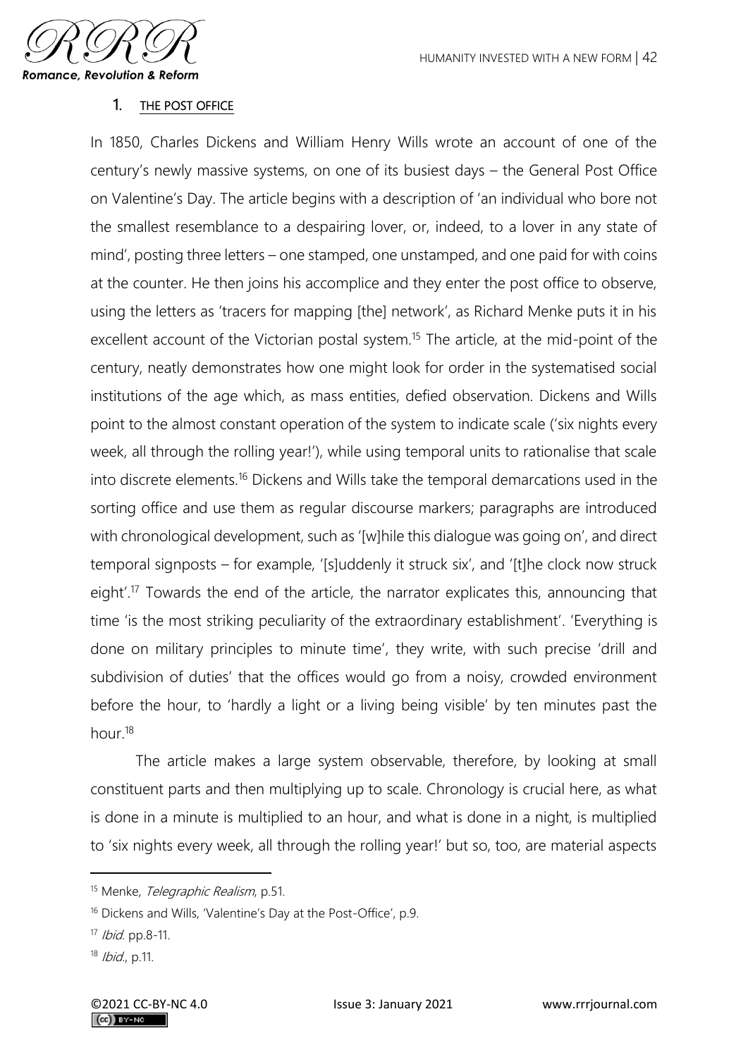## 1. THE POST OFFICE

In 1850, Charles Dickens and William Henry Wills wrote an account of one of the century's newly massive systems, on one of its busiest days – the General Post Office on Valentine's Day. The article begins with a description of 'an individual who bore not the smallest resemblance to a despairing lover, or, indeed, to a lover in any state of mind', posting three letters – one stamped, one unstamped, and one paid for with coins at the counter. He then joins his accomplice and they enter the post office to observe, using the letters as 'tracers for mapping [the] network', as Richard Menke puts it in his excellent account of the Victorian postal system.[15] The article, at the mid-point of the century, neatly demonstrates how one might look for order in the systematised social institutions of the age which, as mass entities, defied observation. Dickens and Wills point to the almost constant operation of the system to indicate scale ('six nights every week, all through the rolling year!'), while using temporal units to rationalise that scale into discrete elements.[16] Dickens and Wills take the temporal demarcations used in the sorting office and use them as regular discourse markers; paragraphs are introduced with chronological development, such as '[w]hile this dialogue was going on', and direct temporal signposts – for example, '[s]uddenly it struck six', and '[t]he clock now struck eight'.[17] Towards the end of the article, the narrator explicates this, announcing that time 'is the most striking peculiarity of the extraordinary establishment'. 'Everything is done on military principles to minute time', they write, with such precise 'drill and subdivision of duties' that the offices would go from a noisy, crowded environment before the hour, to 'hardly a light or a living being visible' by ten minutes past the hour.[18]

The article makes a large system observable, therefore, by looking at small constituent parts and then multiplying up to scale. Chronology is crucial here, as what is done in a minute is multiplied to an hour, and what is done in a night, is multiplied to 'six nights every week, all through the rolling year!' but so, too, are material aspects

---

[15] Menke, *Telegraphic Realism*, p.51.

[16] Dickens and Wills, 'Valentine's Day at the Post-Office', p.9.

[17] *Ibid.* pp.8-11.

[18] *Ibid.*, p.11.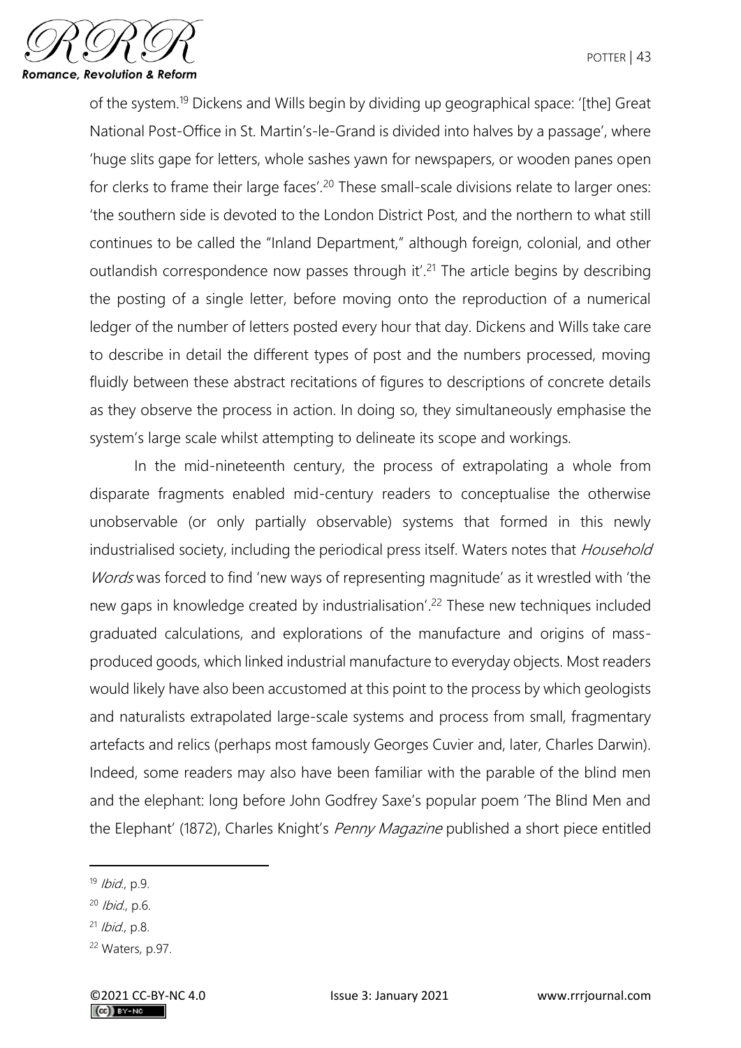of the system.[19] Dickens and Wills begin by dividing up geographical space: '[the] Great National Post-Office in St. Martin's-le-Grand is divided into halves by a passage', where 'huge slits gape for letters, whole sashes yawn for newspapers, or wooden panes open for clerks to frame their large faces'.[20] These small-scale divisions relate to larger ones: 'the southern side is devoted to the London District Post, and the northern to what still continues to be called the "Inland Department," although foreign, colonial, and other outlandish correspondence now passes through it'.[21] The article begins by describing the posting of a single letter, before moving onto the reproduction of a numerical ledger of the number of letters posted every hour that day. Dickens and Wills take care to describe in detail the different types of post and the numbers processed, moving fluidly between these abstract recitations of figures to descriptions of concrete details as they observe the process in action. In doing so, they simultaneously emphasise the system's large scale whilst attempting to delineate its scope and workings.

In the mid-nineteenth century, the process of extrapolating a whole from disparate fragments enabled mid-century readers to conceptualise the otherwise unobservable (or only partially observable) systems that formed in this newly industrialised society, including the periodical press itself. Waters notes that *Household Words* was forced to find 'new ways of representing magnitude' as it wrestled with 'the new gaps in knowledge created by industrialisation'.[22] These new techniques included graduated calculations, and explorations of the manufacture and origins of mass-produced goods, which linked industrial manufacture to everyday objects. Most readers would likely have also been accustomed at this point to the process by which geologists and naturalists extrapolated large-scale systems and process from small, fragmentary artefacts and relics (perhaps most famously Georges Cuvier and, later, Charles Darwin). Indeed, some readers may also have been familiar with the parable of the blind men and the elephant: long before John Godfrey Saxe's popular poem 'The Blind Men and the Elephant' (1872), Charles Knight's *Penny Magazine* published a short piece entitled

---

[19] *Ibid.*, p.9.

[20] *Ibid.*, p.6.

[21] *Ibid.*, p.8.

[22] Waters, p.97.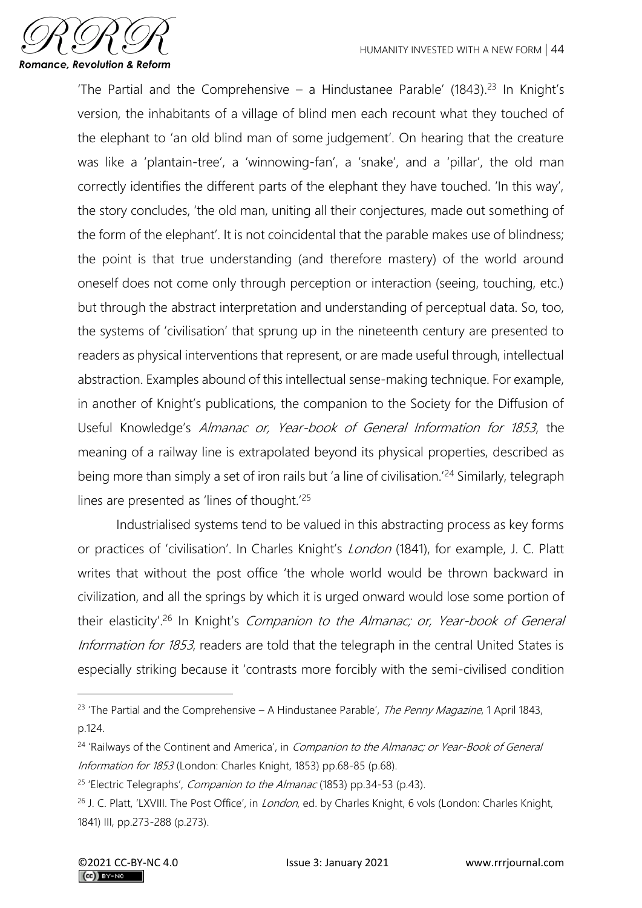'The Partial and the Comprehensive – a Hindustanee Parable' (1843).[23] In Knight's version, the inhabitants of a village of blind men each recount what they touched of the elephant to 'an old blind man of some judgement'. On hearing that the creature was like a 'plantain-tree', a 'winnowing-fan', a 'snake', and a 'pillar', the old man correctly identifies the different parts of the elephant they have touched. 'In this way', the story concludes, 'the old man, uniting all their conjectures, made out something of the form of the elephant'. It is not coincidental that the parable makes use of blindness; the point is that true understanding (and therefore mastery) of the world around oneself does not come only through perception or interaction (seeing, touching, etc.) but through the abstract interpretation and understanding of perceptual data. So, too, the systems of 'civilisation' that sprung up in the nineteenth century are presented to readers as physical interventions that represent, or are made useful through, intellectual abstraction. Examples abound of this intellectual sense-making technique. For example, in another of Knight's publications, the companion to the Society for the Diffusion of Useful Knowledge's *Almanac or, Year-book of General Information for 1853*, the meaning of a railway line is extrapolated beyond its physical properties, described as being more than simply a set of iron rails but 'a line of civilisation.'[24] Similarly, telegraph lines are presented as 'lines of thought.'[25]

Industrialised systems tend to be valued in this abstracting process as key forms or practices of 'civilisation'. In Charles Knight's *London* (1841), for example, J. C. Platt writes that without the post office 'the whole world would be thrown backward in civilization, and all the springs by which it is urged onward would lose some portion of their elasticity'.[26] In Knight's *Companion to the Almanac; or, Year-book of General Information for 1853*, readers are told that the telegraph in the central United States is especially striking because it 'contrasts more forcibly with the semi-civilised condition

---

[23] 'The Partial and the Comprehensive – A Hindustanee Parable', *The Penny Magazine*, 1 April 1843, p.124.

[24] 'Railways of the Continent and America', in *Companion to the Almanac; or Year-Book of General Information for 1853* (London: Charles Knight, 1853) pp.68-85 (p.68).

[25] 'Electric Telegraphs', *Companion to the Almanac* (1853) pp.34-53 (p.43).

[26] J. C. Platt, 'LXVIII. The Post Office', in *London*, ed. by Charles Knight, 6 vols (London: Charles Knight, 1841) III, pp.273-288 (p.273).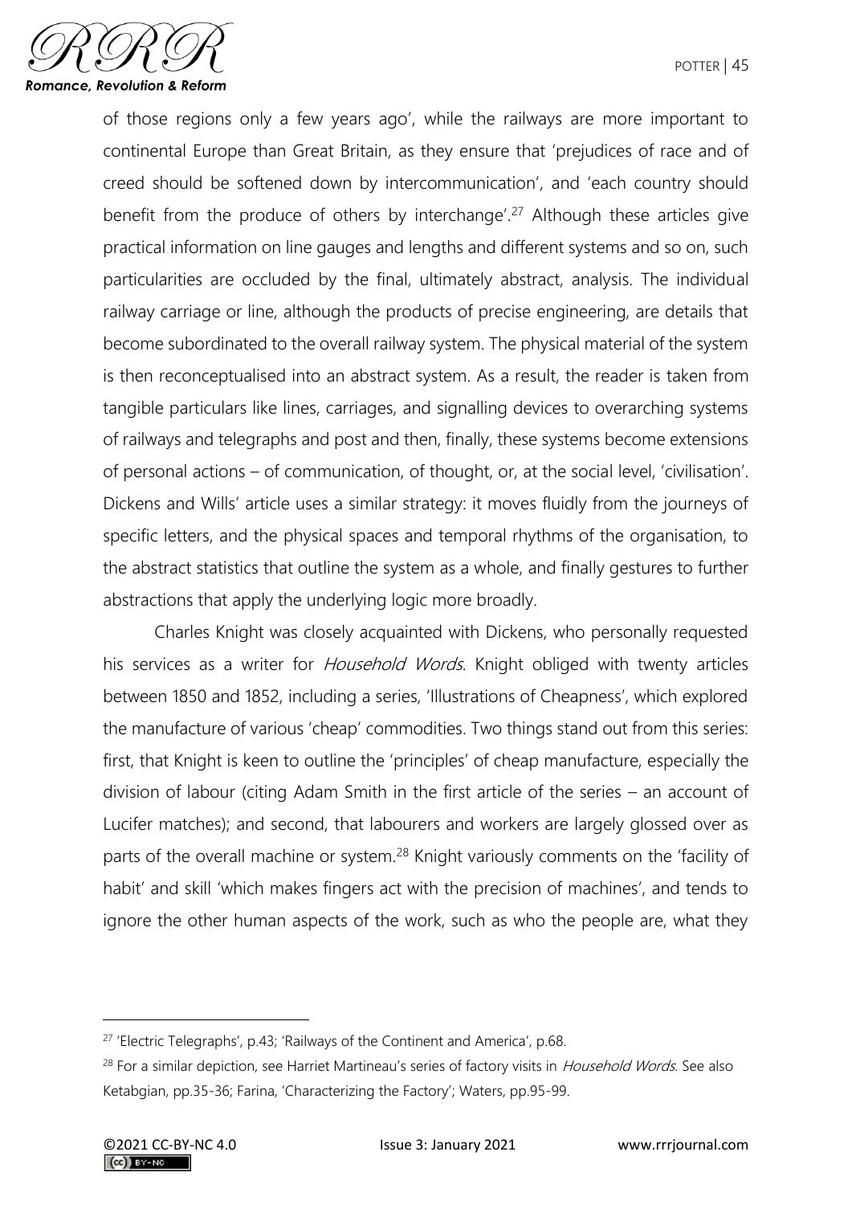of those regions only a few years ago', while the railways are more important to continental Europe than Great Britain, as they ensure that 'prejudices of race and of creed should be softened down by intercommunication', and 'each country should benefit from the produce of others by interchange'.[27] Although these articles give practical information on line gauges and lengths and different systems and so on, such particularities are occluded by the final, ultimately abstract, analysis. The individual railway carriage or line, although the products of precise engineering, are details that become subordinated to the overall railway system. The physical material of the system is then reconceptualised into an abstract system. As a result, the reader is taken from tangible particulars like lines, carriages, and signalling devices to overarching systems of railways and telegraphs and post and then, finally, these systems become extensions of personal actions – of communication, of thought, or, at the social level, 'civilisation'. Dickens and Wills' article uses a similar strategy: it moves fluidly from the journeys of specific letters, and the physical spaces and temporal rhythms of the organisation, to the abstract statistics that outline the system as a whole, and finally gestures to further abstractions that apply the underlying logic more broadly.

Charles Knight was closely acquainted with Dickens, who personally requested his services as a writer for *Household Words*. Knight obliged with twenty articles between 1850 and 1852, including a series, 'Illustrations of Cheapness', which explored the manufacture of various 'cheap' commodities. Two things stand out from this series: first, that Knight is keen to outline the 'principles' of cheap manufacture, especially the division of labour (citing Adam Smith in the first article of the series – an account of Lucifer matches); and second, that labourers and workers are largely glossed over as parts of the overall machine or system.[28] Knight variously comments on the 'facility of habit' and skill 'which makes fingers act with the precision of machines', and tends to ignore the other human aspects of the work, such as who the people are, what they

---

[27] 'Electric Telegraphs', p.43; 'Railways of the Continent and America', p.68.

[28] For a similar depiction, see Harriet Martineau's series of factory visits in *Household Words*. See also Ketabgian, pp.35-36; Farina, 'Characterizing the Factory'; Waters, pp.95-99.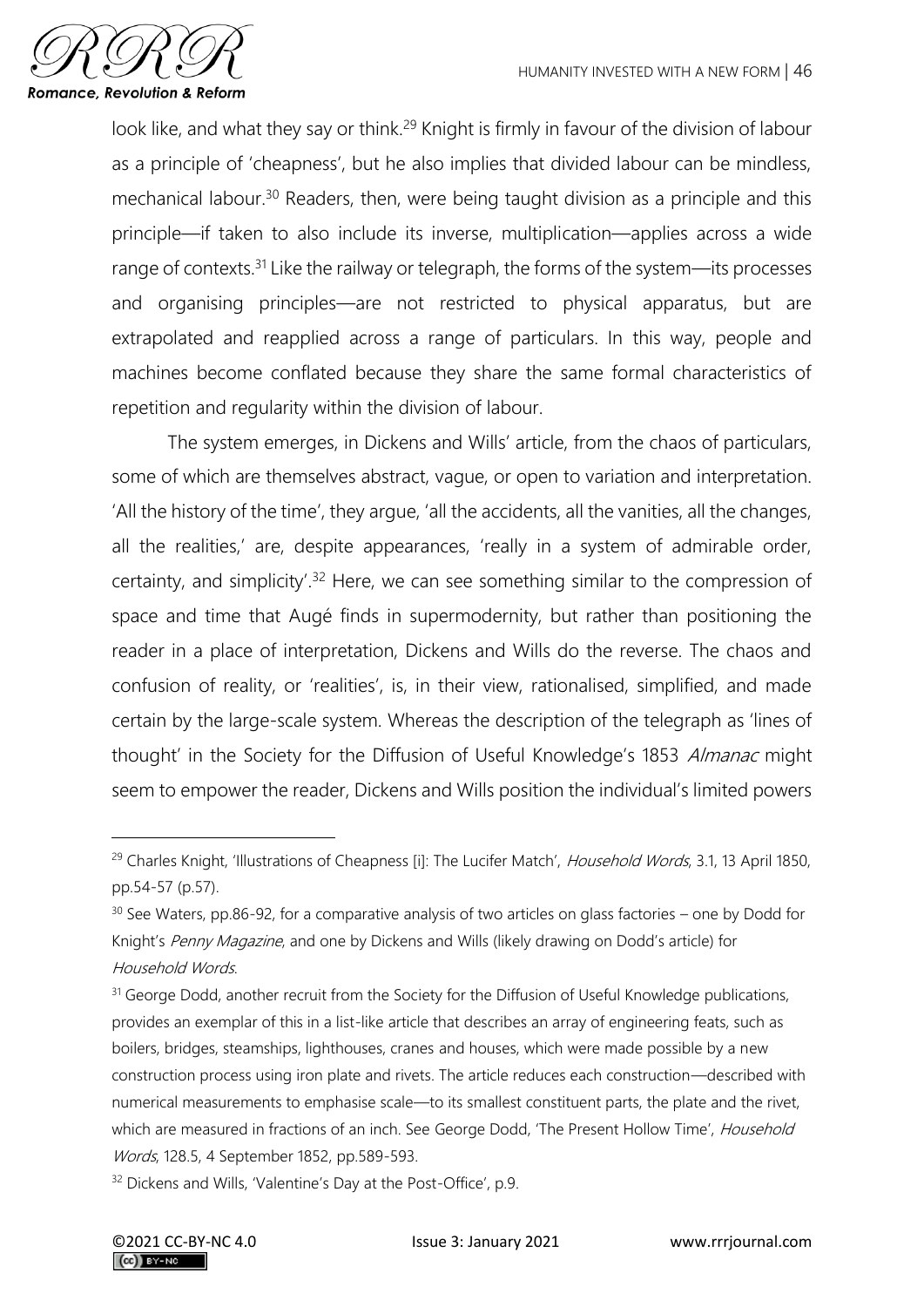look like, and what they say or think.[29] Knight is firmly in favour of the division of labour as a principle of 'cheapness', but he also implies that divided labour can be mindless, mechanical labour.[30] Readers, then, were being taught division as a principle and this principle—if taken to also include its inverse, multiplication—applies across a wide range of contexts.[31] Like the railway or telegraph, the forms of the system—its processes and organising principles—are not restricted to physical apparatus, but are extrapolated and reapplied across a range of particulars. In this way, people and machines become conflated because they share the same formal characteristics of repetition and regularity within the division of labour.

The system emerges, in Dickens and Wills' article, from the chaos of particulars, some of which are themselves abstract, vague, or open to variation and interpretation. 'All the history of the time', they argue, 'all the accidents, all the vanities, all the changes, all the realities,' are, despite appearances, 'really in a system of admirable order, certainty, and simplicity'.[32] Here, we can see something similar to the compression of space and time that Augé finds in supermodernity, but rather than positioning the reader in a place of interpretation, Dickens and Wills do the reverse. The chaos and confusion of reality, or 'realities', is, in their view, rationalised, simplified, and made certain by the large-scale system. Whereas the description of the telegraph as 'lines of thought' in the Society for the Diffusion of Useful Knowledge's 1853 *Almanac* might seem to empower the reader, Dickens and Wills position the individual's limited powers

---

[29] Charles Knight, 'Illustrations of Cheapness [i]: The Lucifer Match', *Household Words*, 3.1, 13 April 1850, pp.54-57 (p.57).

[30] See Waters, pp.86-92, for a comparative analysis of two articles on glass factories – one by Dodd for Knight's *Penny Magazine*, and one by Dickens and Wills (likely drawing on Dodd's article) for *Household Words*.

[31] George Dodd, another recruit from the Society for the Diffusion of Useful Knowledge publications, provides an exemplar of this in a list-like article that describes an array of engineering feats, such as boilers, bridges, steamships, lighthouses, cranes and houses, which were made possible by a new construction process using iron plate and rivets. The article reduces each construction—described with numerical measurements to emphasise scale—to its smallest constituent parts, the plate and the rivet, which are measured in fractions of an inch. See George Dodd, 'The Present Hollow Time', *Household Words*, 128.5, 4 September 1852, pp.589-593.

[32] Dickens and Wills, 'Valentine's Day at the Post-Office', p.9.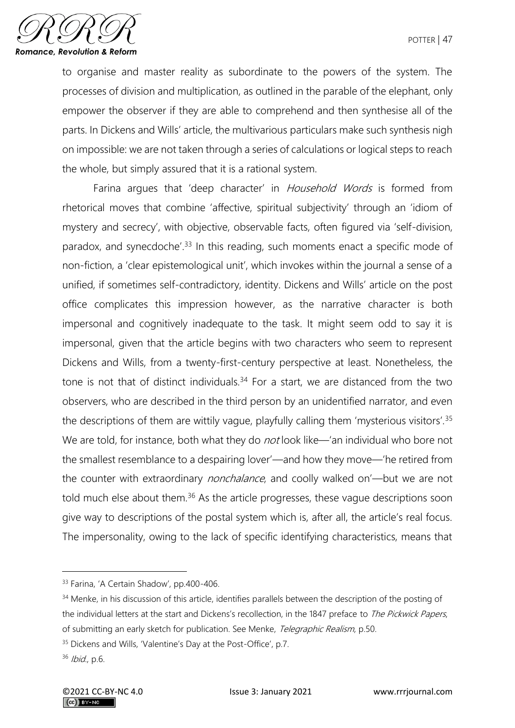to organise and master reality as subordinate to the powers of the system. The processes of division and multiplication, as outlined in the parable of the elephant, only empower the observer if they are able to comprehend and then synthesise all of the parts. In Dickens and Wills' article, the multivarious particulars make such synthesis nigh on impossible: we are not taken through a series of calculations or logical steps to reach the whole, but simply assured that it is a rational system.

Farina argues that 'deep character' in *Household Words* is formed from rhetorical moves that combine 'affective, spiritual subjectivity' through an 'idiom of mystery and secrecy', with objective, observable facts, often figured via 'self-division, paradox, and synecdoche'.[33] In this reading, such moments enact a specific mode of non-fiction, a 'clear epistemological unit', which invokes within the journal a sense of a unified, if sometimes self-contradictory, identity. Dickens and Wills' article on the post office complicates this impression however, as the narrative character is both impersonal and cognitively inadequate to the task. It might seem odd to say it is impersonal, given that the article begins with two characters who seem to represent Dickens and Wills, from a twenty-first-century perspective at least. Nonetheless, the tone is not that of distinct individuals.[34] For a start, we are distanced from the two observers, who are described in the third person by an unidentified narrator, and even the descriptions of them are wittily vague, playfully calling them 'mysterious visitors'.[35] We are told, for instance, both what they do *not* look like—'an individual who bore not the smallest resemblance to a despairing lover'—and how they move—'he retired from the counter with extraordinary *nonchalance*, and coolly walked on'—but we are not told much else about them.[36] As the article progresses, these vague descriptions soon give way to descriptions of the postal system which is, after all, the article's real focus. The impersonality, owing to the lack of specific identifying characteristics, means that

---

[33] Farina, 'A Certain Shadow', pp.400-406.

[34] Menke, in his discussion of this article, identifies parallels between the description of the posting of the individual letters at the start and Dickens's recollection, in the 1847 preface to *The Pickwick Papers*, of submitting an early sketch for publication. See Menke, *Telegraphic Realism*, p.50.

[35] Dickens and Wills, 'Valentine's Day at the Post-Office', p.7.

[36] *Ibid.*, p.6.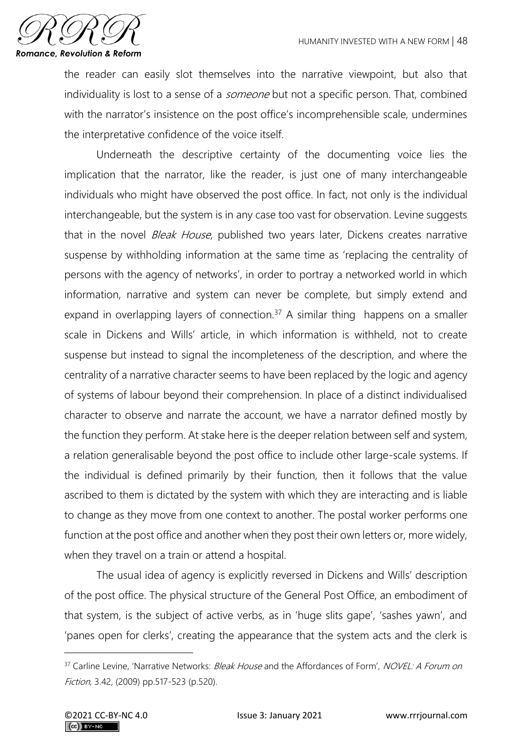the reader can easily slot themselves into the narrative viewpoint, but also that individuality is lost to a sense of a *someone* but not a specific person. That, combined with the narrator's insistence on the post office's incomprehensible scale, undermines the interpretative confidence of the voice itself.

Underneath the descriptive certainty of the documenting voice lies the implication that the narrator, like the reader, is just one of many interchangeable individuals who might have observed the post office. In fact, not only is the individual interchangeable, but the system is in any case too vast for observation. Levine suggests that in the novel *Bleak House*, published two years later, Dickens creates narrative suspense by withholding information at the same time as 'replacing the centrality of persons with the agency of networks', in order to portray a networked world in which information, narrative and system can never be complete, but simply extend and expand in overlapping layers of connection.[37] A similar thing happens on a smaller scale in Dickens and Wills' article, in which information is withheld, not to create suspense but instead to signal the incompleteness of the description, and where the centrality of a narrative character seems to have been replaced by the logic and agency of systems of labour beyond their comprehension. In place of a distinct individualised character to observe and narrate the account, we have a narrator defined mostly by the function they perform. At stake here is the deeper relation between self and system, a relation generalisable beyond the post office to include other large-scale systems. If the individual is defined primarily by their function, then it follows that the value ascribed to them is dictated by the system with which they are interacting and is liable to change as they move from one context to another. The postal worker performs one function at the post office and another when they post their own letters or, more widely, when they travel on a train or attend a hospital.

The usual idea of agency is explicitly reversed in Dickens and Wills' description of the post office. The physical structure of the General Post Office, an embodiment of that system, is the subject of active verbs, as in 'huge slits gape', 'sashes yawn', and 'panes open for clerks', creating the appearance that the system acts and the clerk is

---

[37] Carline Levine, 'Narrative Networks: *Bleak House* and the Affordances of Form', *NOVEL: A Forum on Fiction*, 3.42, (2009) pp.517-523 (p.520).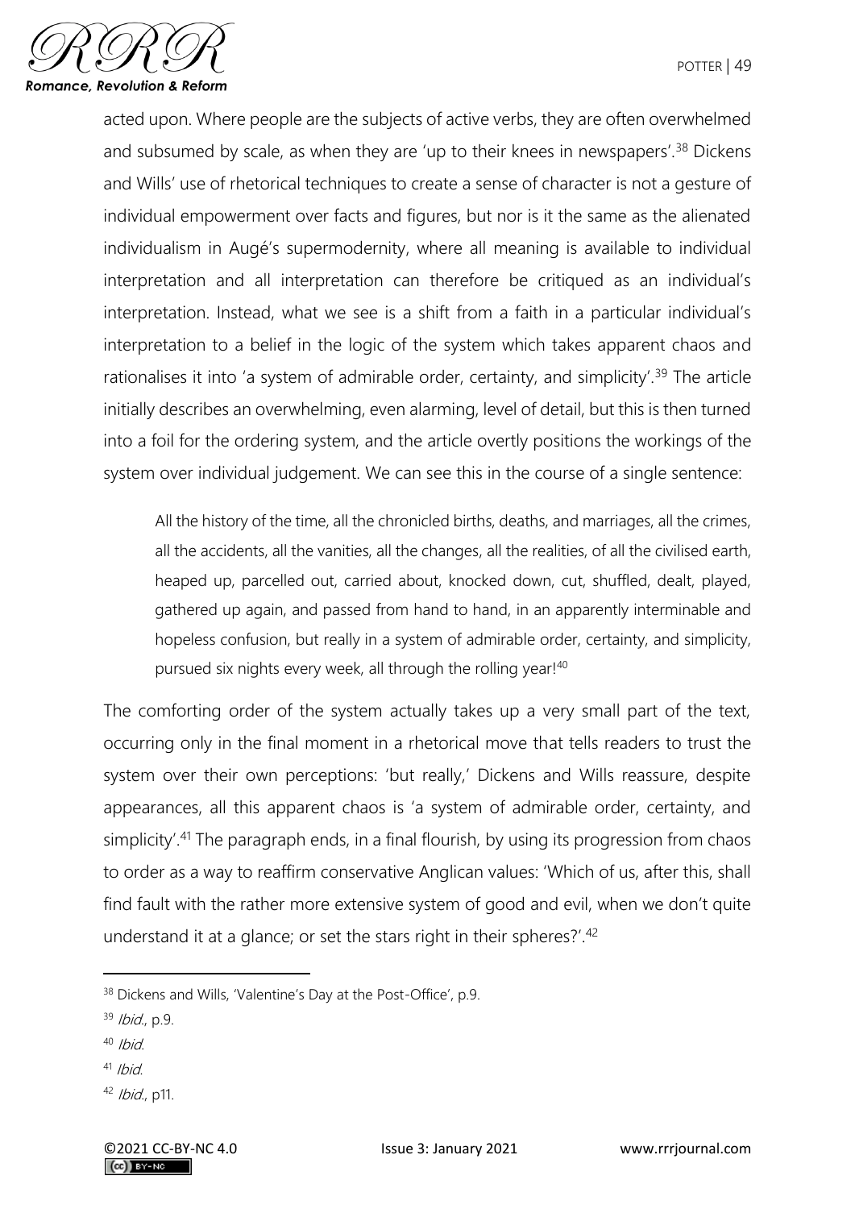acted upon. Where people are the subjects of active verbs, they are often overwhelmed and subsumed by scale, as when they are 'up to their knees in newspapers'.[38] Dickens and Wills' use of rhetorical techniques to create a sense of character is not a gesture of individual empowerment over facts and figures, but nor is it the same as the alienated individualism in Augé's supermodernity, where all meaning is available to individual interpretation and all interpretation can therefore be critiqued as an individual's interpretation. Instead, what we see is a shift from a faith in a particular individual's interpretation to a belief in the logic of the system which takes apparent chaos and rationalises it into 'a system of admirable order, certainty, and simplicity'.[39] The article initially describes an overwhelming, even alarming, level of detail, but this is then turned into a foil for the ordering system, and the article overtly positions the workings of the system over individual judgement. We can see this in the course of a single sentence:

> All the history of the time, all the chronicled births, deaths, and marriages, all the crimes, all the accidents, all the vanities, all the changes, all the realities, of all the civilised earth, heaped up, parcelled out, carried about, knocked down, cut, shuffled, dealt, played, gathered up again, and passed from hand to hand, in an apparently interminable and hopeless confusion, but really in a system of admirable order, certainty, and simplicity, pursued six nights every week, all through the rolling year![40]

The comforting order of the system actually takes up a very small part of the text, occurring only in the final moment in a rhetorical move that tells readers to trust the system over their own perceptions: 'but really,' Dickens and Wills reassure, despite appearances, all this apparent chaos is 'a system of admirable order, certainty, and simplicity'.[41] The paragraph ends, in a final flourish, by using its progression from chaos to order as a way to reaffirm conservative Anglican values: 'Which of us, after this, shall find fault with the rather more extensive system of good and evil, when we don't quite understand it at a glance; or set the stars right in their spheres?'.[42]

---

[38] Dickens and Wills, 'Valentine's Day at the Post-Office', p.9.

[39] *Ibid.*, p.9.

[40] *Ibid.*

[41] *Ibid.*

[42] *Ibid.*, p11.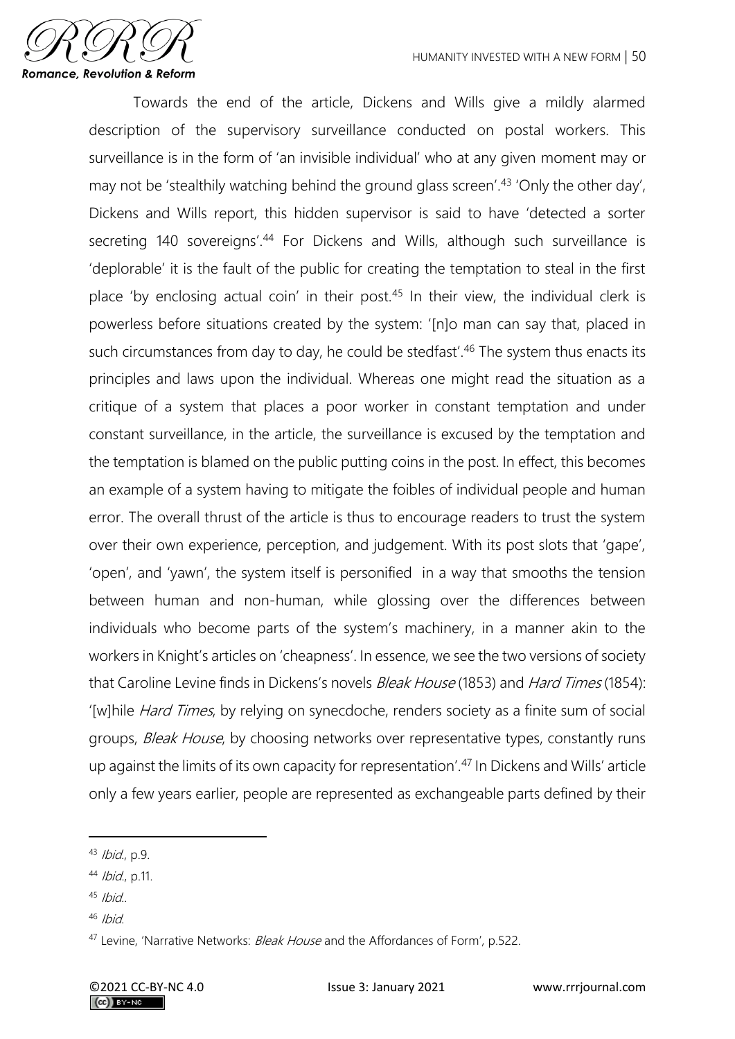Towards the end of the article, Dickens and Wills give a mildly alarmed description of the supervisory surveillance conducted on postal workers. This surveillance is in the form of 'an invisible individual' who at any given moment may or may not be 'stealthily watching behind the ground glass screen'.[43] 'Only the other day', Dickens and Wills report, this hidden supervisor is said to have 'detected a sorter secreting 140 sovereigns'.[44] For Dickens and Wills, although such surveillance is 'deplorable' it is the fault of the public for creating the temptation to steal in the first place 'by enclosing actual coin' in their post.[45] In their view, the individual clerk is powerless before situations created by the system: '[n]o man can say that, placed in such circumstances from day to day, he could be stedfast'.[46] The system thus enacts its principles and laws upon the individual. Whereas one might read the situation as a critique of a system that places a poor worker in constant temptation and under constant surveillance, in the article, the surveillance is excused by the temptation and the temptation is blamed on the public putting coins in the post. In effect, this becomes an example of a system having to mitigate the foibles of individual people and human error. The overall thrust of the article is thus to encourage readers to trust the system over their own experience, perception, and judgement. With its post slots that 'gape', 'open', and 'yawn', the system itself is personified in a way that smooths the tension between human and non-human, while glossing over the differences between individuals who become parts of the system's machinery, in a manner akin to the workers in Knight's articles on 'cheapness'. In essence, we see the two versions of society that Caroline Levine finds in Dickens's novels *Bleak House* (1853) and *Hard Times* (1854): '[w]hile *Hard Times*, by relying on synecdoche, renders society as a finite sum of social groups, *Bleak House*, by choosing networks over representative types, constantly runs up against the limits of its own capacity for representation'.[47] In Dickens and Wills' article only a few years earlier, people are represented as exchangeable parts defined by their

---

[43] *Ibid.*, p.9.

[44] *Ibid.*, p.11.

[45] *Ibid.*.

[46] *Ibid.*

[47] Levine, 'Narrative Networks: *Bleak House* and the Affordances of Form', p.522.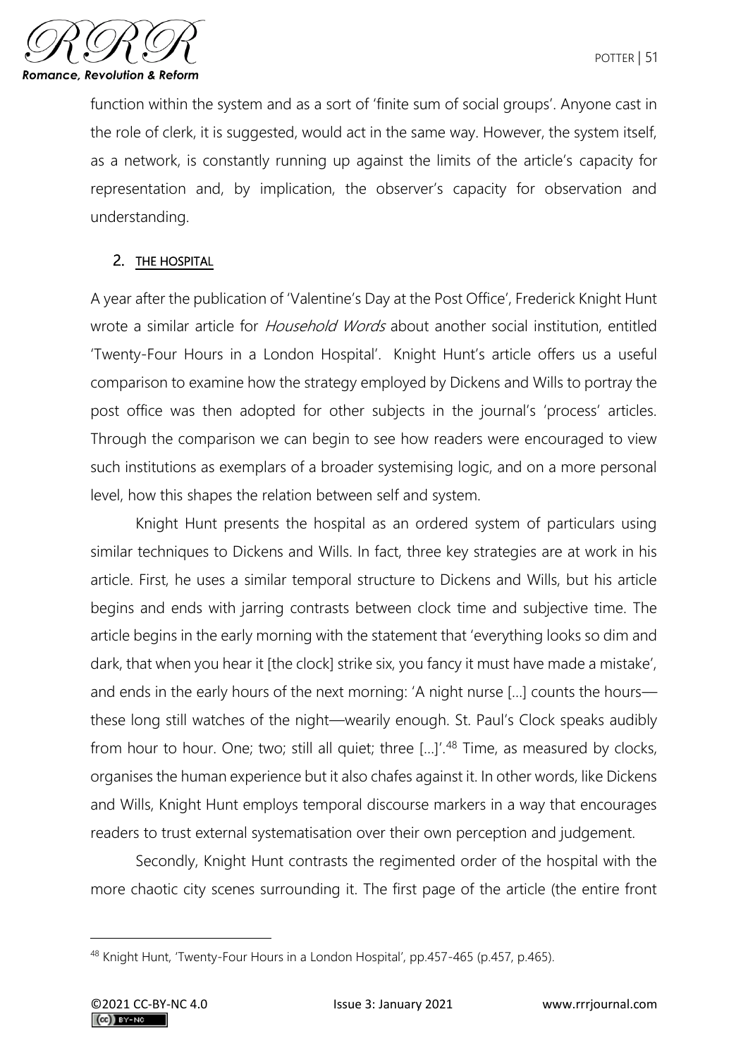function within the system and as a sort of 'finite sum of social groups'. Anyone cast in the role of clerk, it is suggested, would act in the same way. However, the system itself, as a network, is constantly running up against the limits of the article's capacity for representation and, by implication, the observer's capacity for observation and understanding.

## 2. THE HOSPITAL

A year after the publication of 'Valentine's Day at the Post Office', Frederick Knight Hunt wrote a similar article for *Household Words* about another social institution, entitled 'Twenty-Four Hours in a London Hospital'. Knight Hunt's article offers us a useful comparison to examine how the strategy employed by Dickens and Wills to portray the post office was then adopted for other subjects in the journal's 'process' articles. Through the comparison we can begin to see how readers were encouraged to view such institutions as exemplars of a broader systemising logic, and on a more personal level, how this shapes the relation between self and system.

Knight Hunt presents the hospital as an ordered system of particulars using similar techniques to Dickens and Wills. In fact, three key strategies are at work in his article. First, he uses a similar temporal structure to Dickens and Wills, but his article begins and ends with jarring contrasts between clock time and subjective time. The article begins in the early morning with the statement that 'everything looks so dim and dark, that when you hear it [the clock] strike six, you fancy it must have made a mistake', and ends in the early hours of the next morning: 'A night nurse [...] counts the hours—these long still watches of the night—wearily enough. St. Paul's Clock speaks audibly from hour to hour. One; two; still all quiet; three [...]'.[48] Time, as measured by clocks, organises the human experience but it also chafes against it. In other words, like Dickens and Wills, Knight Hunt employs temporal discourse markers in a way that encourages readers to trust external systematisation over their own perception and judgement.

Secondly, Knight Hunt contrasts the regimented order of the hospital with the more chaotic city scenes surrounding it. The first page of the article (the entire front

---

[48] Knight Hunt, 'Twenty-Four Hours in a London Hospital', pp.457-465 (p.457, p.465).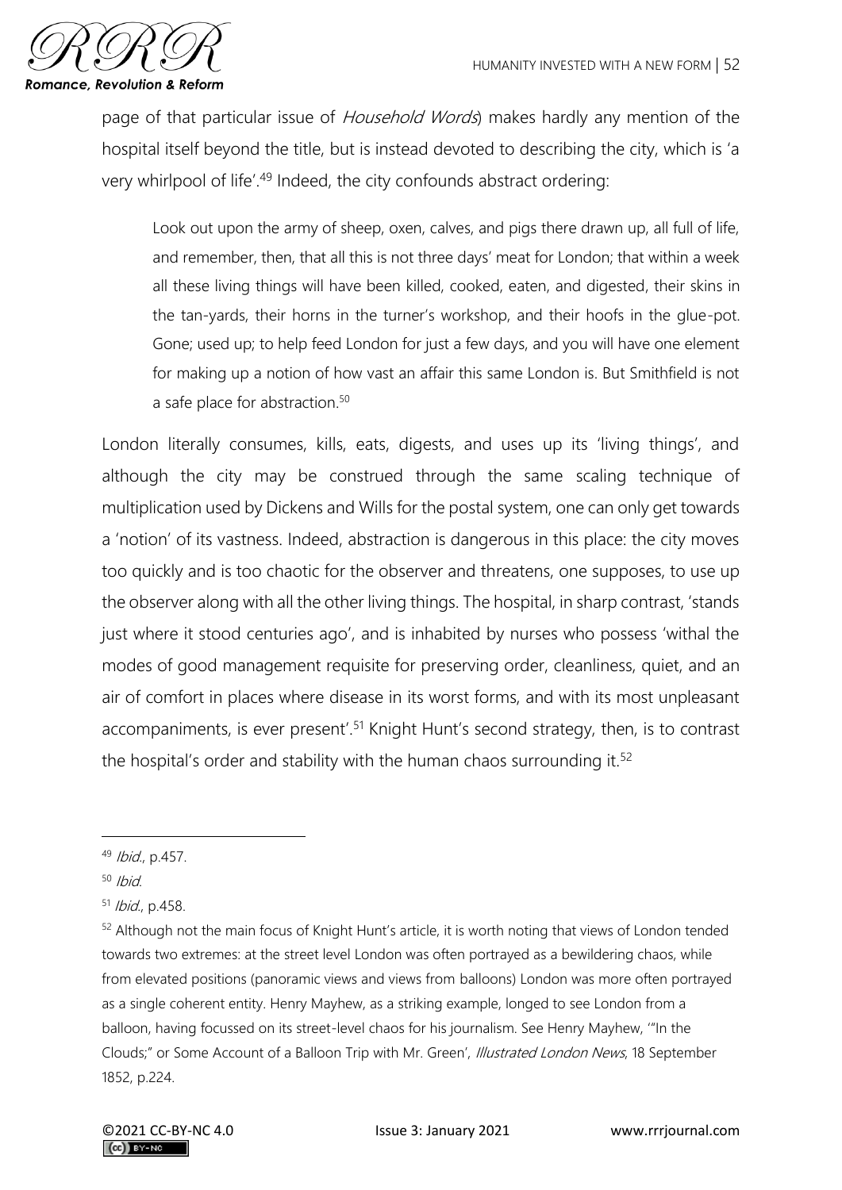page of that particular issue of *Household Words*) makes hardly any mention of the hospital itself beyond the title, but is instead devoted to describing the city, which is 'a very whirlpool of life'.[49] Indeed, the city confounds abstract ordering:

> Look out upon the army of sheep, oxen, calves, and pigs there drawn up, all full of life, and remember, then, that all this is not three days' meat for London; that within a week all these living things will have been killed, cooked, eaten, and digested, their skins in the tan-yards, their horns in the turner's workshop, and their hoofs in the glue-pot. Gone; used up; to help feed London for just a few days, and you will have one element for making up a notion of how vast an affair this same London is. But Smithfield is not a safe place for abstraction.[50]

London literally consumes, kills, eats, digests, and uses up its 'living things', and although the city may be construed through the same scaling technique of multiplication used by Dickens and Wills for the postal system, one can only get towards a 'notion' of its vastness. Indeed, abstraction is dangerous in this place: the city moves too quickly and is too chaotic for the observer and threatens, one supposes, to use up the observer along with all the other living things. The hospital, in sharp contrast, 'stands just where it stood centuries ago', and is inhabited by nurses who possess 'withal the modes of good management requisite for preserving order, cleanliness, quiet, and an air of comfort in places where disease in its worst forms, and with its most unpleasant accompaniments, is ever present'.[51] Knight Hunt's second strategy, then, is to contrast the hospital's order and stability with the human chaos surrounding it.[52]

---

[49] *Ibid.*, p.457.

[50] *Ibid.*

[51] *Ibid.*, p.458.

[52] Although not the main focus of Knight Hunt's article, it is worth noting that views of London tended towards two extremes: at the street level London was often portrayed as a bewildering chaos, while from elevated positions (panoramic views and views from balloons) London was more often portrayed as a single coherent entity. Henry Mayhew, as a striking example, longed to see London from a balloon, having focussed on its street-level chaos for his journalism. See Henry Mayhew, '"In the Clouds;" or Some Account of a Balloon Trip with Mr. Green', *Illustrated London News*, 18 September 1852, p.224.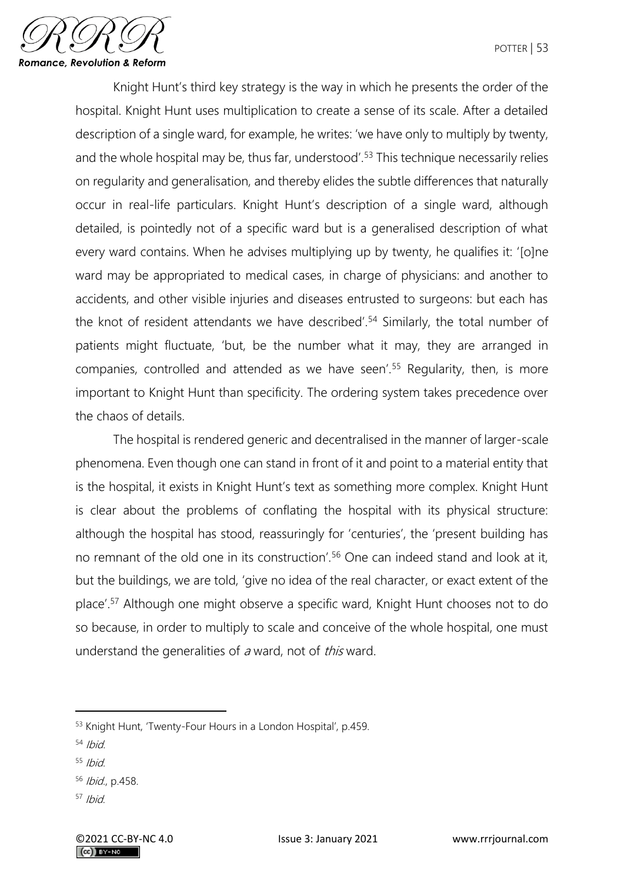Knight Hunt's third key strategy is the way in which he presents the order of the hospital. Knight Hunt uses multiplication to create a sense of its scale. After a detailed description of a single ward, for example, he writes: 'we have only to multiply by twenty, and the whole hospital may be, thus far, understood'.[53] This technique necessarily relies on regularity and generalisation, and thereby elides the subtle differences that naturally occur in real-life particulars. Knight Hunt's description of a single ward, although detailed, is pointedly not of a specific ward but is a generalised description of what every ward contains. When he advises multiplying up by twenty, he qualifies it: '[o]ne ward may be appropriated to medical cases, in charge of physicians: and another to accidents, and other visible injuries and diseases entrusted to surgeons: but each has the knot of resident attendants we have described'.[54] Similarly, the total number of patients might fluctuate, 'but, be the number what it may, they are arranged in companies, controlled and attended as we have seen'.[55] Regularity, then, is more important to Knight Hunt than specificity. The ordering system takes precedence over the chaos of details.

The hospital is rendered generic and decentralised in the manner of larger-scale phenomena. Even though one can stand in front of it and point to a material entity that is the hospital, it exists in Knight Hunt's text as something more complex. Knight Hunt is clear about the problems of conflating the hospital with its physical structure: although the hospital has stood, reassuringly for 'centuries', the 'present building has no remnant of the old one in its construction'.[56] One can indeed stand and look at it, but the buildings, we are told, 'give no idea of the real character, or exact extent of the place'.[57] Although one might observe a specific ward, Knight Hunt chooses not to do so because, in order to multiply to scale and conceive of the whole hospital, one must understand the generalities of *a* ward, not of *this* ward.

---

[53] Knight Hunt, 'Twenty-Four Hours in a London Hospital', p.459.

[54] *Ibid.*

[55] *Ibid.*

[56] *Ibid.*, p.458.

[57] *Ibid.*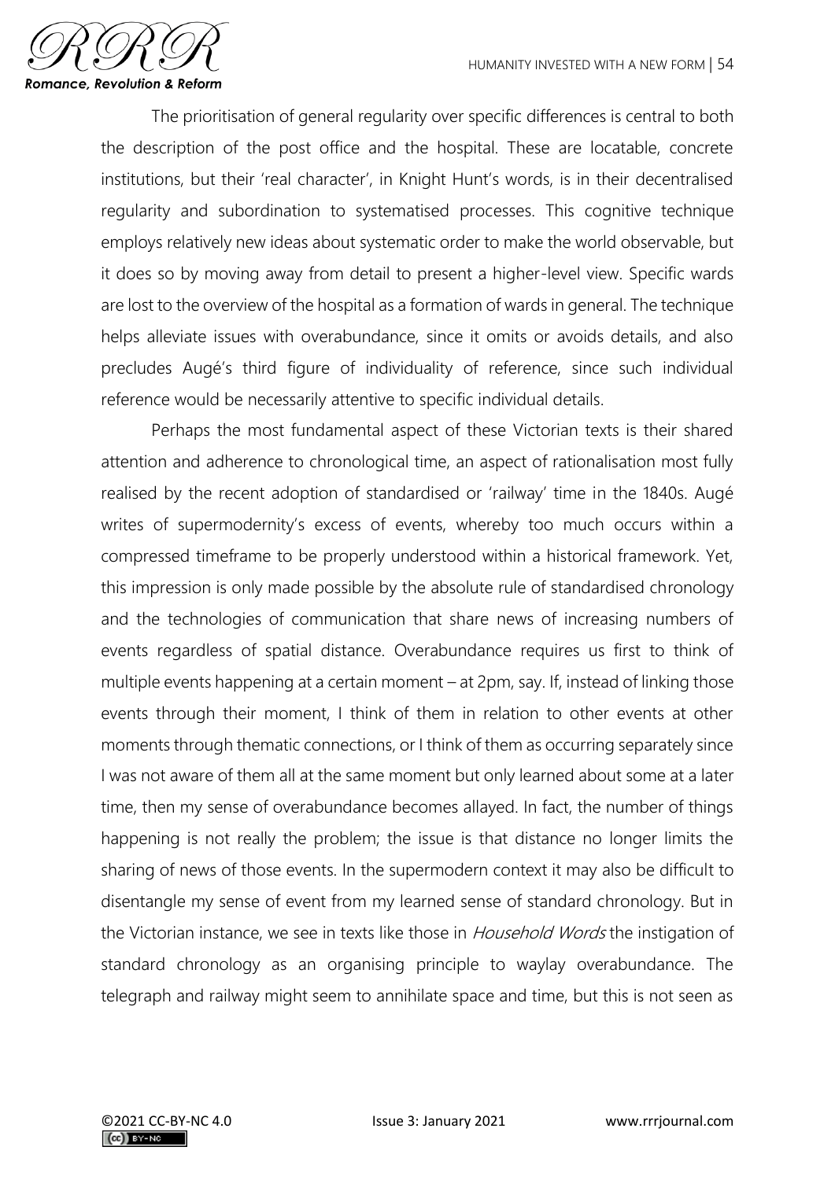The prioritisation of general regularity over specific differences is central to both the description of the post office and the hospital. These are locatable, concrete institutions, but their 'real character', in Knight Hunt's words, is in their decentralised regularity and subordination to systematised processes. This cognitive technique employs relatively new ideas about systematic order to make the world observable, but it does so by moving away from detail to present a higher-level view. Specific wards are lost to the overview of the hospital as a formation of wards in general. The technique helps alleviate issues with overabundance, since it omits or avoids details, and also precludes Augé's third figure of individuality of reference, since such individual reference would be necessarily attentive to specific individual details.

Perhaps the most fundamental aspect of these Victorian texts is their shared attention and adherence to chronological time, an aspect of rationalisation most fully realised by the recent adoption of standardised or 'railway' time in the 1840s. Augé writes of supermodernity's excess of events, whereby too much occurs within a compressed timeframe to be properly understood within a historical framework. Yet, this impression is only made possible by the absolute rule of standardised chronology and the technologies of communication that share news of increasing numbers of events regardless of spatial distance. Overabundance requires us first to think of multiple events happening at a certain moment – at 2pm, say. If, instead of linking those events through their moment, I think of them in relation to other events at other moments through thematic connections, or I think of them as occurring separately since I was not aware of them all at the same moment but only learned about some at a later time, then my sense of overabundance becomes allayed. In fact, the number of things happening is not really the problem; the issue is that distance no longer limits the sharing of news of those events. In the supermodern context it may also be difficult to disentangle my sense of event from my learned sense of standard chronology. But in the Victorian instance, we see in texts like those in *Household Words* the instigation of standard chronology as an organising principle to waylay overabundance. The telegraph and railway might seem to annihilate space and time, but this is not seen as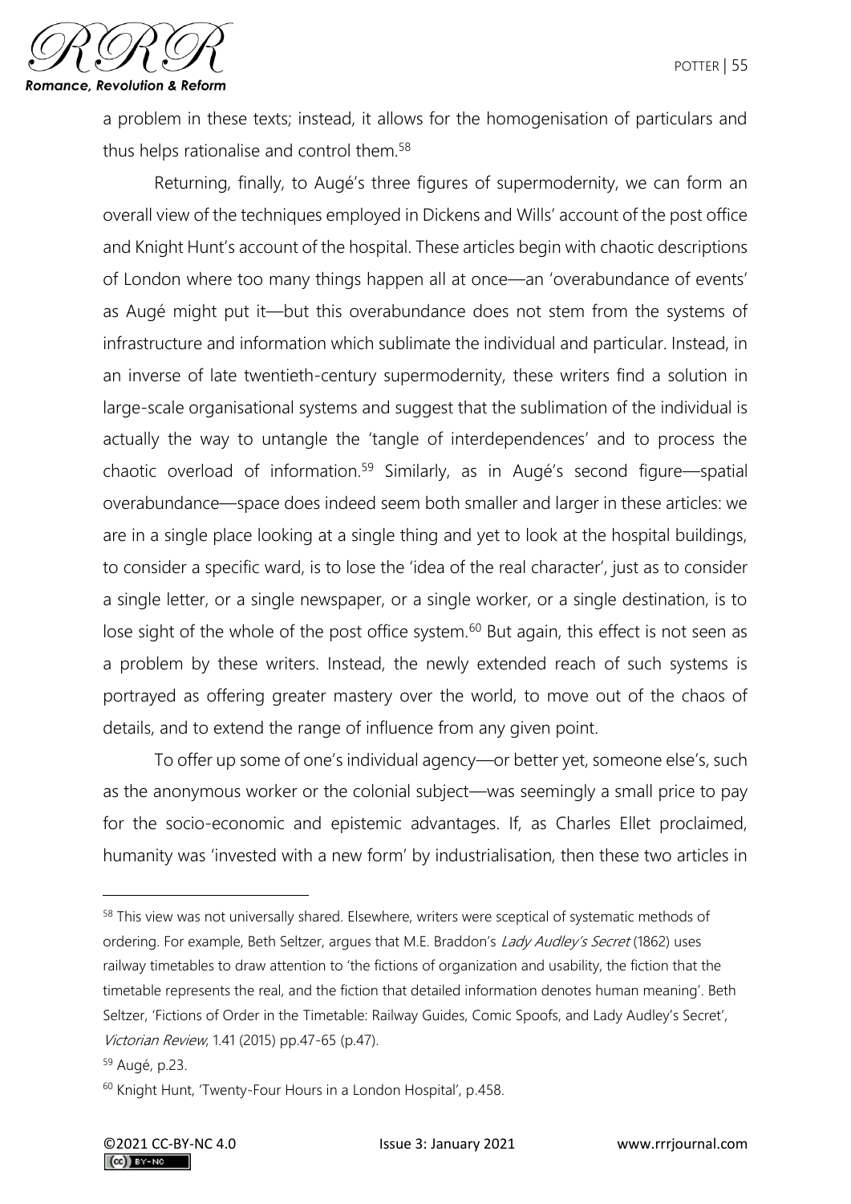a problem in these texts; instead, it allows for the homogenisation of particulars and thus helps rationalise and control them.[58]

Returning, finally, to Augé's three figures of supermodernity, we can form an overall view of the techniques employed in Dickens and Wills' account of the post office and Knight Hunt's account of the hospital. These articles begin with chaotic descriptions of London where too many things happen all at once—an 'overabundance of events' as Augé might put it—but this overabundance does not stem from the systems of infrastructure and information which sublimate the individual and particular. Instead, in an inverse of late twentieth-century supermodernity, these writers find a solution in large-scale organisational systems and suggest that the sublimation of the individual is actually the way to untangle the 'tangle of interdependences' and to process the chaotic overload of information.[59] Similarly, as in Augé's second figure—spatial overabundance—space does indeed seem both smaller and larger in these articles: we are in a single place looking at a single thing and yet to look at the hospital buildings, to consider a specific ward, is to lose the 'idea of the real character', just as to consider a single letter, or a single newspaper, or a single worker, or a single destination, is to lose sight of the whole of the post office system.[60] But again, this effect is not seen as a problem by these writers. Instead, the newly extended reach of such systems is portrayed as offering greater mastery over the world, to move out of the chaos of details, and to extend the range of influence from any given point.

To offer up some of one's individual agency—or better yet, someone else's, such as the anonymous worker or the colonial subject—was seemingly a small price to pay for the socio-economic and epistemic advantages. If, as Charles Ellet proclaimed, humanity was 'invested with a new form' by industrialisation, then these two articles in

---

[58] This view was not universally shared. Elsewhere, writers were sceptical of systematic methods of ordering. For example, Beth Seltzer, argues that M.E. Braddon's *Lady Audley's Secret* (1862) uses railway timetables to draw attention to 'the fictions of organization and usability, the fiction that the timetable represents the real, and the fiction that detailed information denotes human meaning'. Beth Seltzer, 'Fictions of Order in the Timetable: Railway Guides, Comic Spoofs, and Lady Audley's Secret', *Victorian Review*, 1.41 (2015) pp.47-65 (p.47).

[59] Augé, p.23.

[60] Knight Hunt, 'Twenty-Four Hours in a London Hospital', p.458.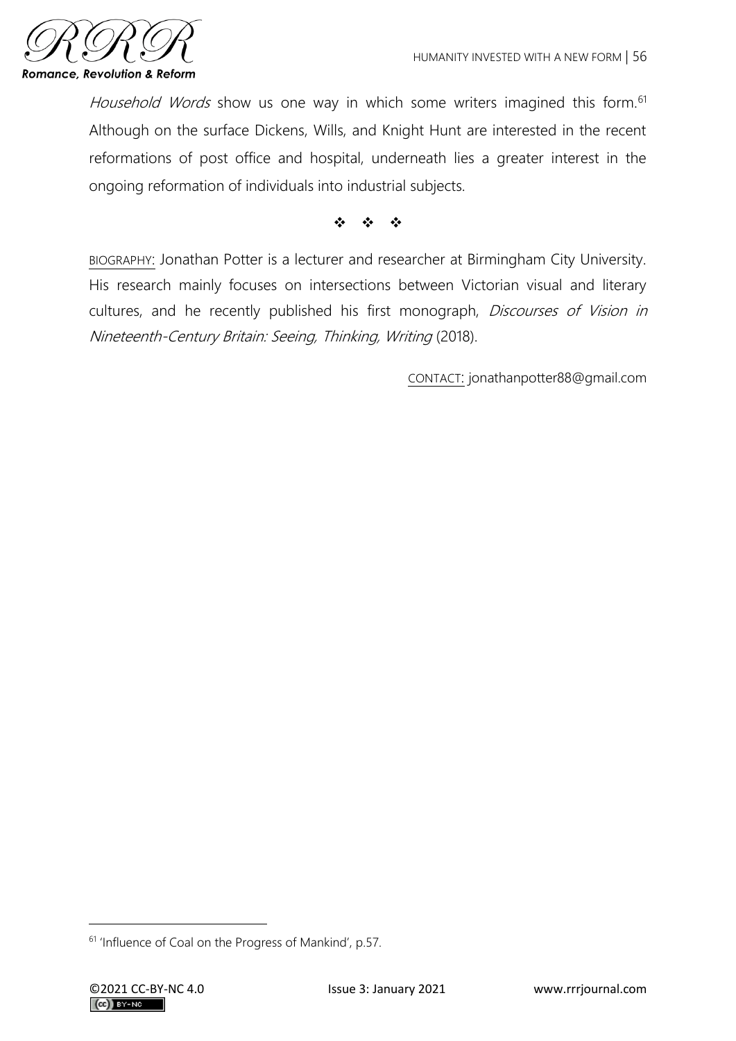*Household Words* show us one way in which some writers imagined this form.[61] Although on the surface Dickens, Wills, and Knight Hunt are interested in the recent reformations of post office and hospital, underneath lies a greater interest in the ongoing reformation of individuals into industrial subjects.

❖ ❖ ❖

BIOGRAPHY: Jonathan Potter is a lecturer and researcher at Birmingham City University. His research mainly focuses on intersections between Victorian visual and literary cultures, and he recently published his first monograph, *Discourses of Vision in Nineteenth-Century Britain: Seeing, Thinking, Writing* (2018).

CONTACT: jonathanpotter88@gmail.com

[61] 'Influence of Coal on the Progress of Mankind', p.57.